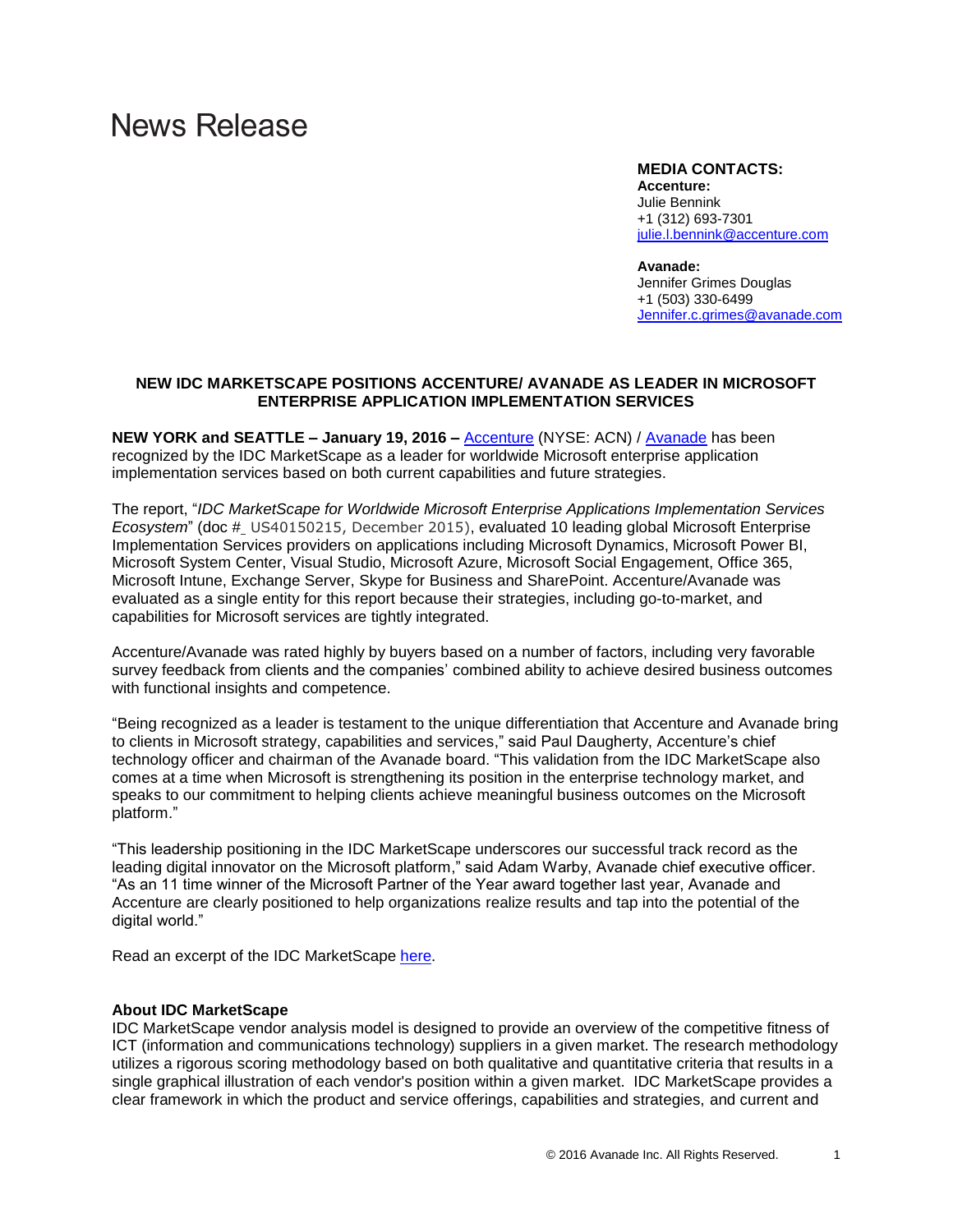# News Release

**MEDIA CONTACTS:**
**Accenture:**
Julie Bennink
+1 (312) 693-7301
[julie.l.bennink@accenture.com](mailto:julie.l.bennink@accenture.com)

**Avanade:**
Jennifer Grimes Douglas
+1 (503) 330-6499
[Jennifer.c.grimes@avanade.com](mailto:Jennifer.c.grimes@avanade.com)

## NEW IDC MARKETSCAPE POSITIONS ACCENTURE/ AVANADE AS LEADER IN MICROSOFT ENTERPRISE APPLICATION IMPLEMENTATION SERVICES

**NEW YORK and SEATTLE – January 19, 2016 –** Accenture (NYSE: ACN) / Avanade has been recognized by the IDC MarketScape as a leader for worldwide Microsoft enterprise application implementation services based on both current capabilities and future strategies.

The report, "*IDC MarketScape for Worldwide Microsoft Enterprise Applications Implementation Services Ecosystem*" (doc #_ US40150215, December 2015), evaluated 10 leading global Microsoft Enterprise Implementation Services providers on applications including Microsoft Dynamics, Microsoft Power BI, Microsoft System Center, Visual Studio, Microsoft Azure, Microsoft Social Engagement, Office 365, Microsoft Intune, Exchange Server, Skype for Business and SharePoint. Accenture/Avanade was evaluated as a single entity for this report because their strategies, including go-to-market, and capabilities for Microsoft services are tightly integrated.

Accenture/Avanade was rated highly by buyers based on a number of factors, including very favorable survey feedback from clients and the companies' combined ability to achieve desired business outcomes with functional insights and competence.

"Being recognized as a leader is testament to the unique differentiation that Accenture and Avanade bring to clients in Microsoft strategy, capabilities and services," said Paul Daugherty, Accenture's chief technology officer and chairman of the Avanade board. "This validation from the IDC MarketScape also comes at a time when Microsoft is strengthening its position in the enterprise technology market, and speaks to our commitment to helping clients achieve meaningful business outcomes on the Microsoft platform."

"This leadership positioning in the IDC MarketScape underscores our successful track record as the leading digital innovator on the Microsoft platform," said Adam Warby, Avanade chief executive officer. "As an 11 time winner of the Microsoft Partner of the Year award together last year, Avanade and Accenture are clearly positioned to help organizations realize results and tap into the potential of the digital world."

Read an excerpt of the IDC MarketScape here.

**About IDC MarketScape**
IDC MarketScape vendor analysis model is designed to provide an overview of the competitive fitness of ICT (information and communications technology) suppliers in a given market. The research methodology utilizes a rigorous scoring methodology based on both qualitative and quantitative criteria that results in a single graphical illustration of each vendor's position within a given market. IDC MarketScape provides a clear framework in which the product and service offerings, capabilities and strategies, and current and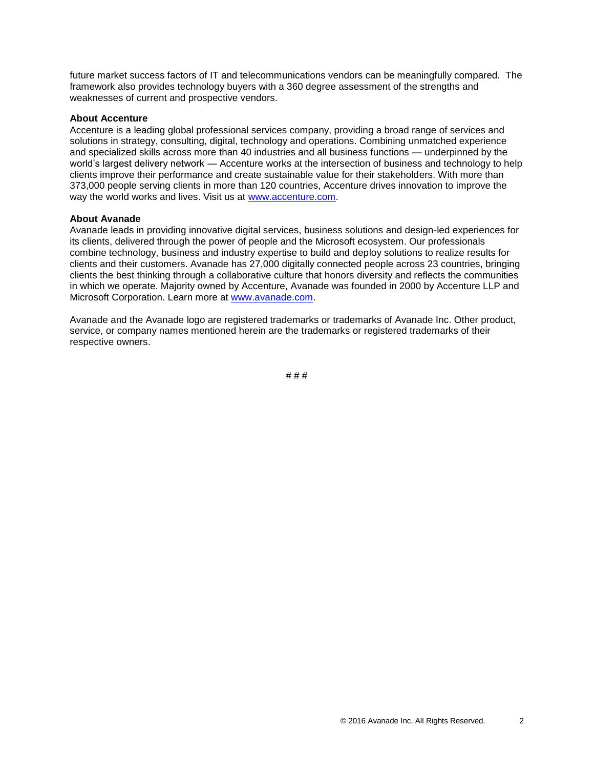future market success factors of IT and telecommunications vendors can be meaningfully compared. The framework also provides technology buyers with a 360 degree assessment of the strengths and weaknesses of current and prospective vendors.

**About Accenture**

Accenture is a leading global professional services company, providing a broad range of services and solutions in strategy, consulting, digital, technology and operations. Combining unmatched experience and specialized skills across more than 40 industries and all business functions — underpinned by the world's largest delivery network — Accenture works at the intersection of business and technology to help clients improve their performance and create sustainable value for their stakeholders. With more than 373,000 people serving clients in more than 120 countries, Accenture drives innovation to improve the way the world works and lives. Visit us at [www.accenture.com](http://www.accenture.com).

**About Avanade**

Avanade leads in providing innovative digital services, business solutions and design-led experiences for its clients, delivered through the power of people and the Microsoft ecosystem. Our professionals combine technology, business and industry expertise to build and deploy solutions to realize results for clients and their customers. Avanade has 27,000 digitally connected people across 23 countries, bringing clients the best thinking through a collaborative culture that honors diversity and reflects the communities in which we operate. Majority owned by Accenture, Avanade was founded in 2000 by Accenture LLP and Microsoft Corporation. Learn more at [www.avanade.com](http://www.avanade.com).

Avanade and the Avanade logo are registered trademarks or trademarks of Avanade Inc. Other product, service, or company names mentioned herein are the trademarks or registered trademarks of their respective owners.

# # #

© 2016 Avanade Inc. All Rights Reserved.